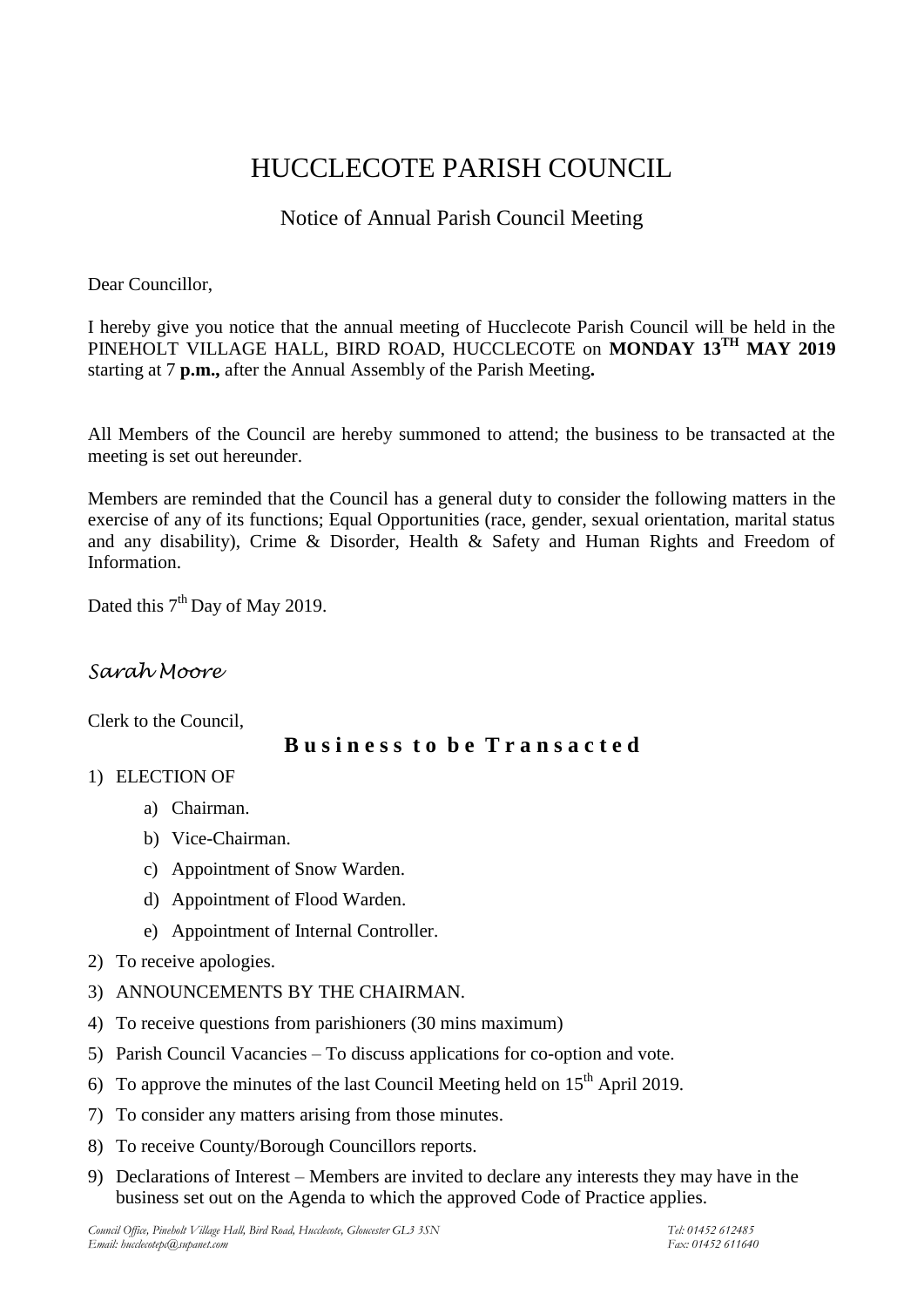# HUCCLECOTE PARISH COUNCIL

## Notice of Annual Parish Council Meeting

Dear Councillor,

I hereby give you notice that the annual meeting of Hucclecote Parish Council will be held in the PINEHOLT VILLAGE HALL, BIRD ROAD, HUCCLECOTE on **MONDAY 13TH MAY 2019** starting at 7 **p.m.,** after the Annual Assembly of the Parish Meeting**.**

All Members of the Council are hereby summoned to attend; the business to be transacted at the meeting is set out hereunder.

Members are reminded that the Council has a general duty to consider the following matters in the exercise of any of its functions; Equal Opportunities (race, gender, sexual orientation, marital status and any disability), Crime & Disorder, Health & Safety and Human Rights and Freedom of Information.

Dated this 7th Day of May 2019.

*Sarah Moore*

Clerk to the Council,

### Business to be Transacted

1) ELECTION OF
   a) Chairman.
   b) Vice-Chairman.
   c) Appointment of Snow Warden.
   d) Appointment of Flood Warden.
   e) Appointment of Internal Controller.
2) To receive apologies.
3) ANNOUNCEMENTS BY THE CHAIRMAN.
4) To receive questions from parishioners (30 mins maximum)
5) Parish Council Vacancies – To discuss applications for co-option and vote.
6) To approve the minutes of the last Council Meeting held on 15th April 2019.
7) To consider any matters arising from those minutes.
8) To receive County/Borough Councillors reports.
9) Declarations of Interest – Members are invited to declare any interests they may have in the business set out on the Agenda to which the approved Code of Practice applies.

*Council Office, Pineholt Village Hall, Bird Road, Hucclecote, Gloucester GL3 3SN* *Tel: 01452 612485*
*Email: hucclecotepc@supanet.com* *Fax: 01452 611640*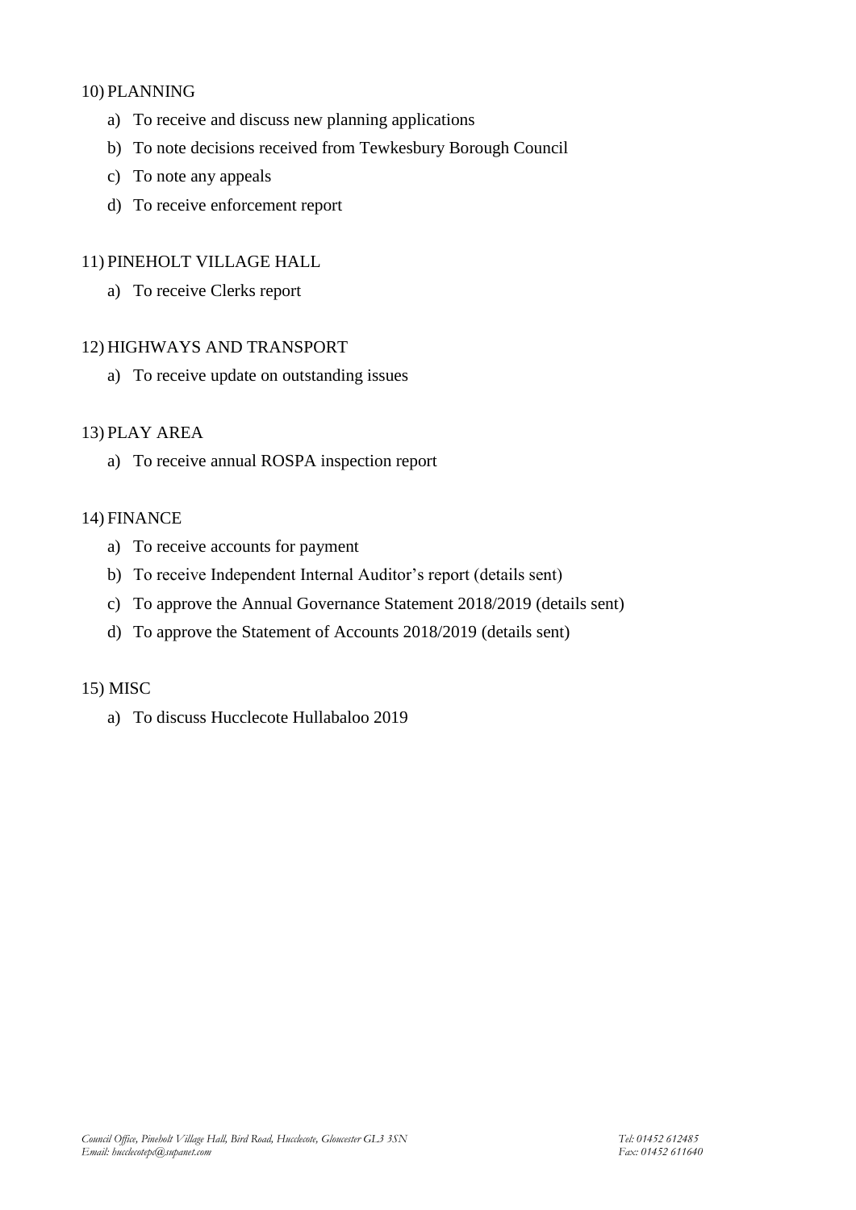10) PLANNING

   a) To receive and discuss new planning applications
   b) To note decisions received from Tewkesbury Borough Council
   c) To note any appeals
   d) To receive enforcement report

11) PINEHOLT VILLAGE HALL

   a) To receive Clerks report

12) HIGHWAYS AND TRANSPORT

   a) To receive update on outstanding issues

13) PLAY AREA

   a) To receive annual ROSPA inspection report

14) FINANCE

   a) To receive accounts for payment
   b) To receive Independent Internal Auditor's report (details sent)
   c) To approve the Annual Governance Statement 2018/2019 (details sent)
   d) To approve the Statement of Accounts 2018/2019 (details sent)

15) MISC

   a) To discuss Hucclecote Hullabaloo 2019

*Council Office, Pineholt Village Hall, Bird Road, Hucclecote, Gloucester GL3 3SN*
*Email: hucclecotepc@supanet.com*

*Tel: 01452 612485*
*Fax: 01452 611640*